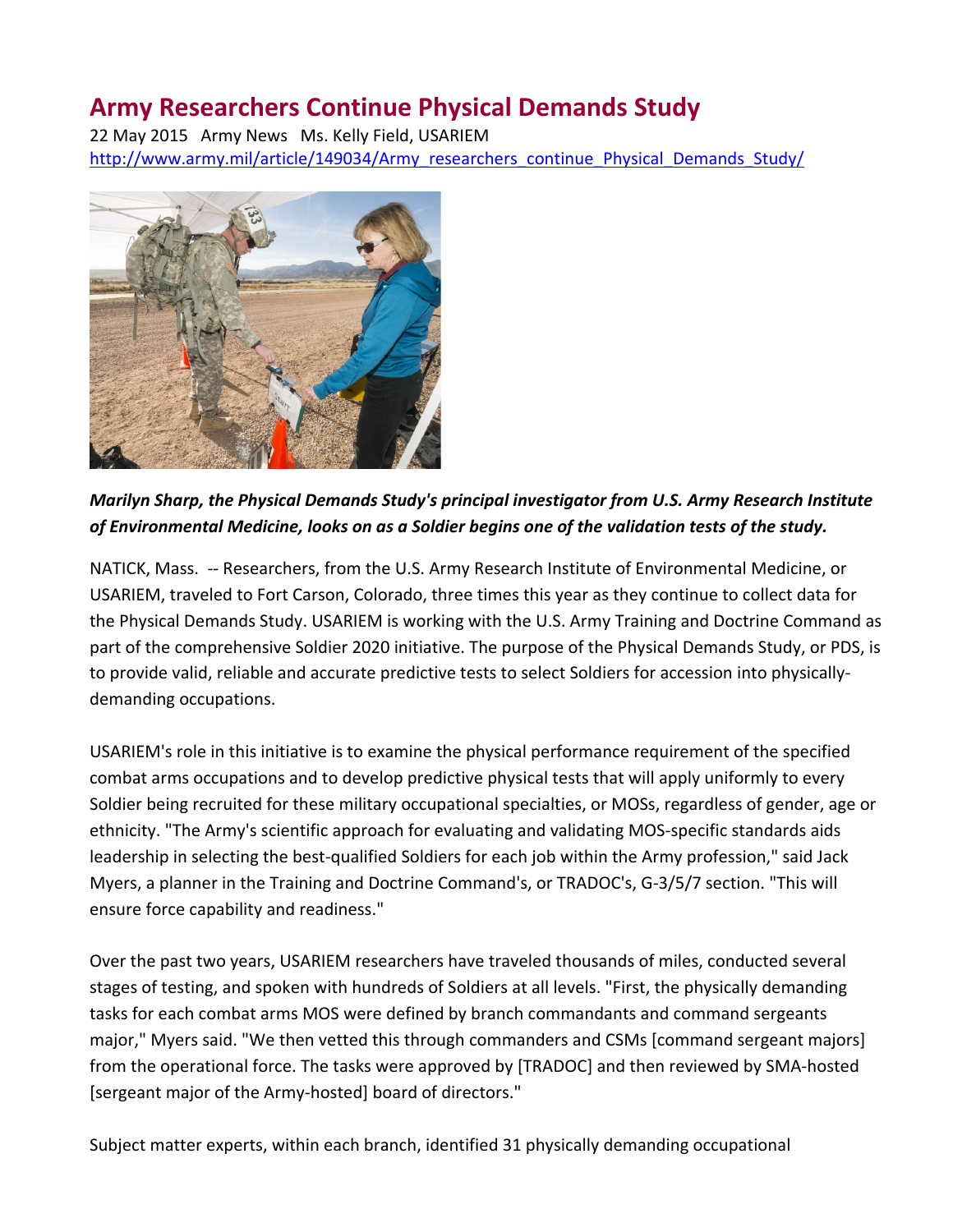# Army Researchers Continue Physical Demands Study

22 May 2015 Army News Ms. Kelly Field, USARIEM
http://www.army.mil/article/149034/Army_researchers_continue_Physical_Demands_Study/

***Marilyn Sharp, the Physical Demands Study's principal investigator from U.S. Army Research Institute of Environmental Medicine, looks on as a Soldier begins one of the validation tests of the study.***

NATICK, Mass. -- Researchers, from the U.S. Army Research Institute of Environmental Medicine, or USARIEM, traveled to Fort Carson, Colorado, three times this year as they continue to collect data for the Physical Demands Study. USARIEM is working with the U.S. Army Training and Doctrine Command as part of the comprehensive Soldier 2020 initiative. The purpose of the Physical Demands Study, or PDS, is to provide valid, reliable and accurate predictive tests to select Soldiers for accession into physically-demanding occupations.

USARIEM's role in this initiative is to examine the physical performance requirement of the specified combat arms occupations and to develop predictive physical tests that will apply uniformly to every Soldier being recruited for these military occupational specialties, or MOSs, regardless of gender, age or ethnicity. "The Army's scientific approach for evaluating and validating MOS-specific standards aids leadership in selecting the best-qualified Soldiers for each job within the Army profession," said Jack Myers, a planner in the Training and Doctrine Command's, or TRADOC's, G-3/5/7 section. "This will ensure force capability and readiness."

Over the past two years, USARIEM researchers have traveled thousands of miles, conducted several stages of testing, and spoken with hundreds of Soldiers at all levels. "First, the physically demanding tasks for each combat arms MOS were defined by branch commandants and command sergeants major," Myers said. "We then vetted this through commanders and CSMs [command sergeant majors] from the operational force. The tasks were approved by [TRADOC] and then reviewed by SMA-hosted [sergeant major of the Army-hosted] board of directors."

Subject matter experts, within each branch, identified 31 physically demanding occupational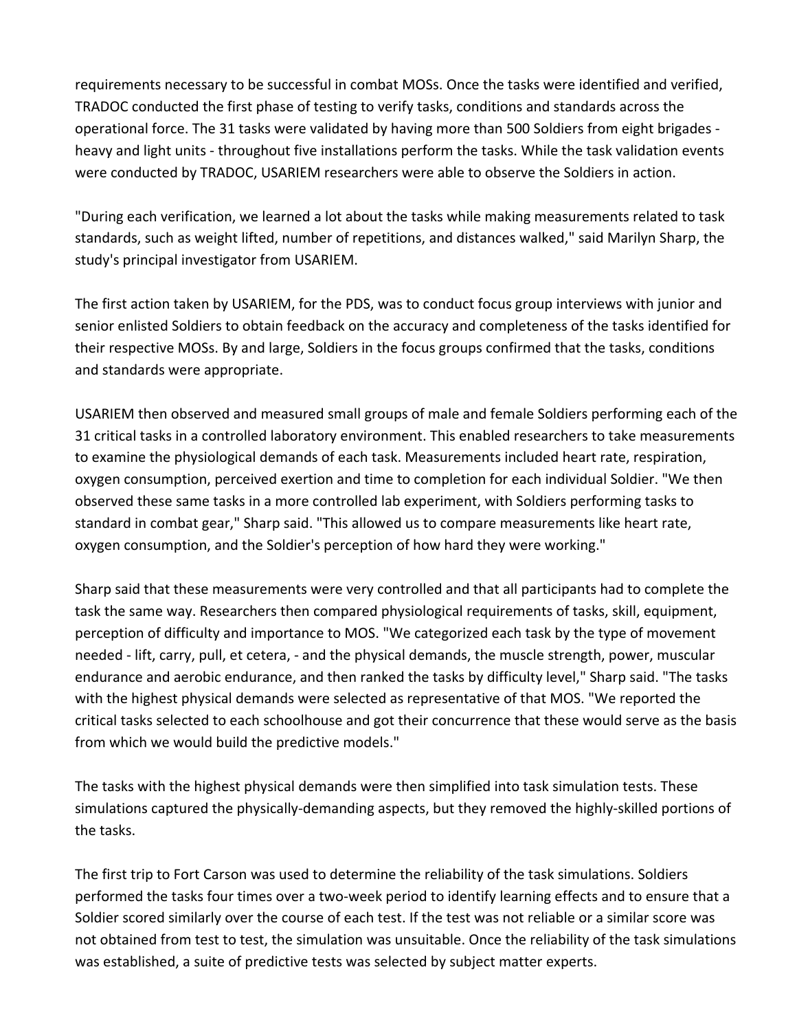requirements necessary to be successful in combat MOSs. Once the tasks were identified and verified, TRADOC conducted the first phase of testing to verify tasks, conditions and standards across the operational force. The 31 tasks were validated by having more than 500 Soldiers from eight brigades - heavy and light units - throughout five installations perform the tasks. While the task validation events were conducted by TRADOC, USARIEM researchers were able to observe the Soldiers in action.

"During each verification, we learned a lot about the tasks while making measurements related to task standards, such as weight lifted, number of repetitions, and distances walked," said Marilyn Sharp, the study's principal investigator from USARIEM.

The first action taken by USARIEM, for the PDS, was to conduct focus group interviews with junior and senior enlisted Soldiers to obtain feedback on the accuracy and completeness of the tasks identified for their respective MOSs. By and large, Soldiers in the focus groups confirmed that the tasks, conditions and standards were appropriate.

USARIEM then observed and measured small groups of male and female Soldiers performing each of the 31 critical tasks in a controlled laboratory environment. This enabled researchers to take measurements to examine the physiological demands of each task. Measurements included heart rate, respiration, oxygen consumption, perceived exertion and time to completion for each individual Soldier. "We then observed these same tasks in a more controlled lab experiment, with Soldiers performing tasks to standard in combat gear," Sharp said. "This allowed us to compare measurements like heart rate, oxygen consumption, and the Soldier's perception of how hard they were working."

Sharp said that these measurements were very controlled and that all participants had to complete the task the same way. Researchers then compared physiological requirements of tasks, skill, equipment, perception of difficulty and importance to MOS. "We categorized each task by the type of movement needed - lift, carry, pull, et cetera, - and the physical demands, the muscle strength, power, muscular endurance and aerobic endurance, and then ranked the tasks by difficulty level," Sharp said. "The tasks with the highest physical demands were selected as representative of that MOS. "We reported the critical tasks selected to each schoolhouse and got their concurrence that these would serve as the basis from which we would build the predictive models."

The tasks with the highest physical demands were then simplified into task simulation tests. These simulations captured the physically-demanding aspects, but they removed the highly-skilled portions of the tasks.

The first trip to Fort Carson was used to determine the reliability of the task simulations. Soldiers performed the tasks four times over a two-week period to identify learning effects and to ensure that a Soldier scored similarly over the course of each test. If the test was not reliable or a similar score was not obtained from test to test, the simulation was unsuitable. Once the reliability of the task simulations was established, a suite of predictive tests was selected by subject matter experts.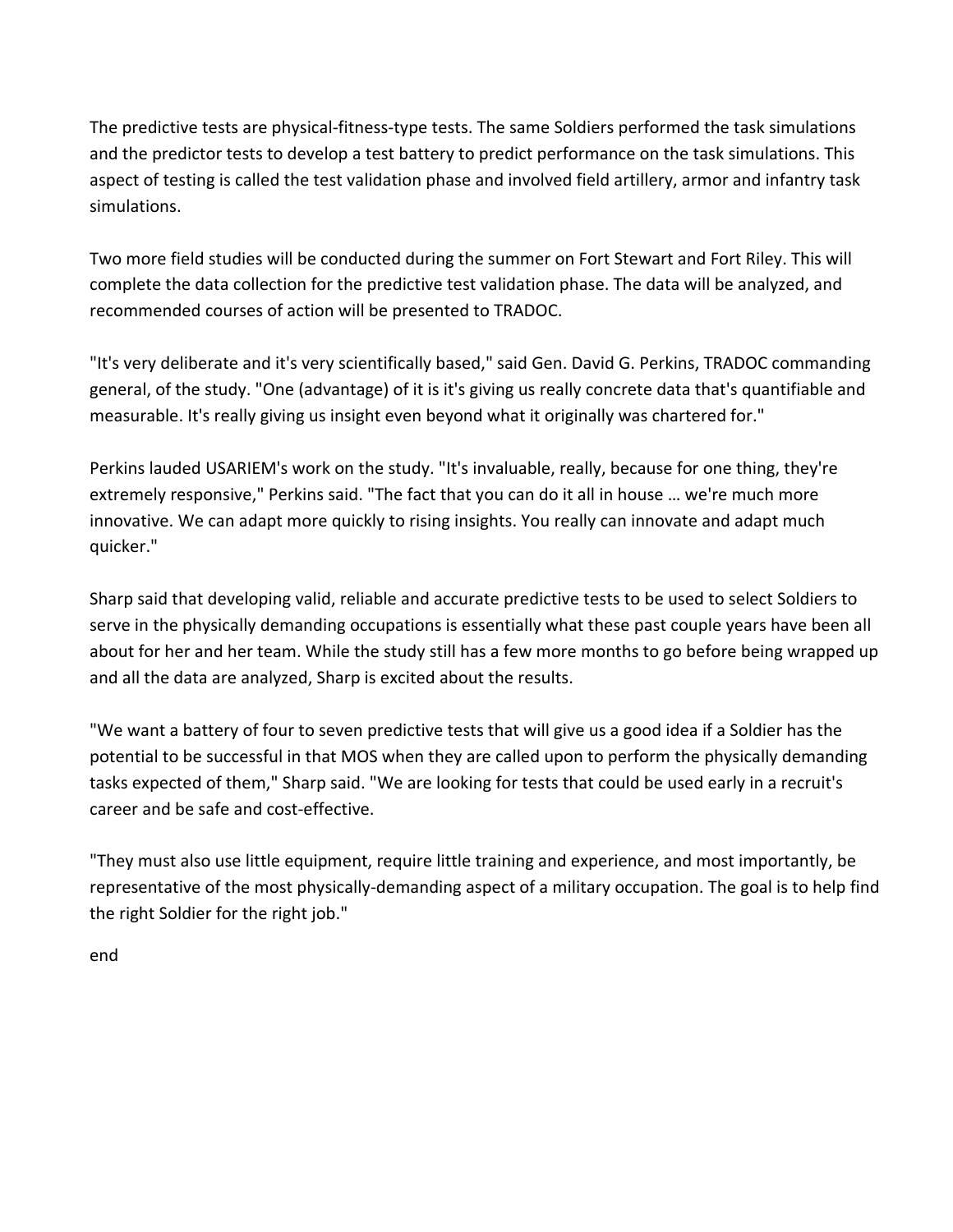The predictive tests are physical-fitness-type tests. The same Soldiers performed the task simulations and the predictor tests to develop a test battery to predict performance on the task simulations. This aspect of testing is called the test validation phase and involved field artillery, armor and infantry task simulations.

Two more field studies will be conducted during the summer on Fort Stewart and Fort Riley. This will complete the data collection for the predictive test validation phase. The data will be analyzed, and recommended courses of action will be presented to TRADOC.

"It's very deliberate and it's very scientifically based," said Gen. David G. Perkins, TRADOC commanding general, of the study. "One (advantage) of it is it's giving us really concrete data that's quantifiable and measurable. It's really giving us insight even beyond what it originally was chartered for."

Perkins lauded USARIEM's work on the study. "It's invaluable, really, because for one thing, they're extremely responsive," Perkins said. "The fact that you can do it all in house … we're much more innovative. We can adapt more quickly to rising insights. You really can innovate and adapt much quicker."

Sharp said that developing valid, reliable and accurate predictive tests to be used to select Soldiers to serve in the physically demanding occupations is essentially what these past couple years have been all about for her and her team. While the study still has a few more months to go before being wrapped up and all the data are analyzed, Sharp is excited about the results.

"We want a battery of four to seven predictive tests that will give us a good idea if a Soldier has the potential to be successful in that MOS when they are called upon to perform the physically demanding tasks expected of them," Sharp said. "We are looking for tests that could be used early in a recruit's career and be safe and cost-effective.

"They must also use little equipment, require little training and experience, and most importantly, be representative of the most physically-demanding aspect of a military occupation. The goal is to help find the right Soldier for the right job."

end